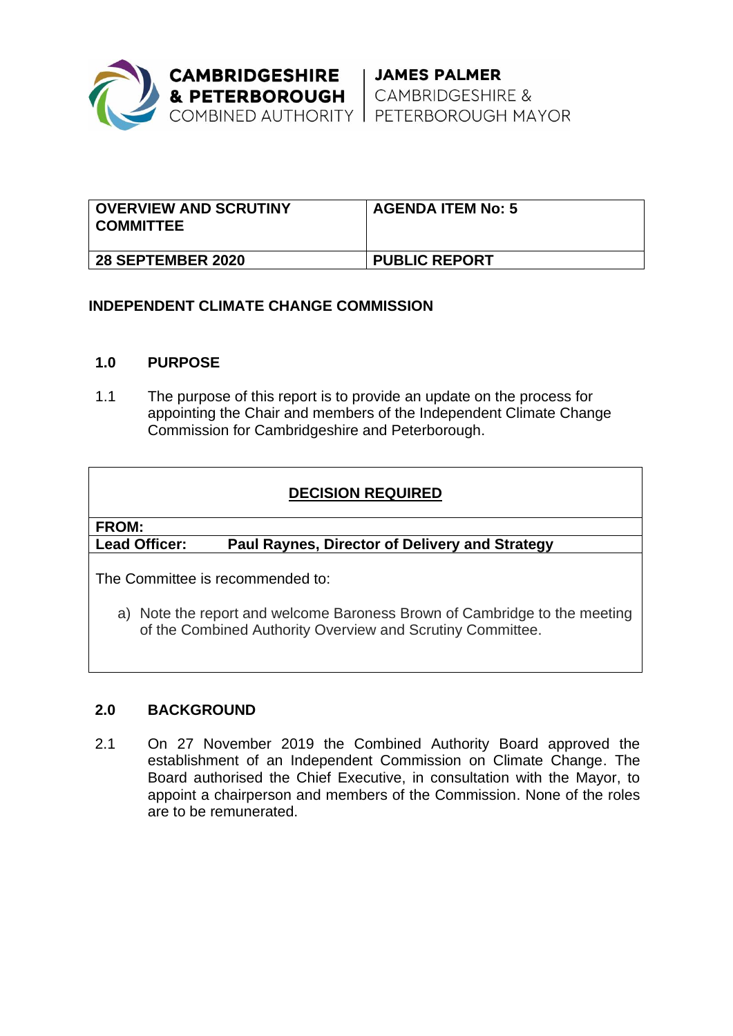CAMBRIDGESHIRE & PETERBOROUGH COMBINED AUTHORITY | JAMES PALMER CAMBRIDGESHIRE & PETERBOROUGH MAYOR

| OVERVIEW AND SCRUTINY COMMITTEE | AGENDA ITEM No: 5 |
| --- | --- |
| 28 SEPTEMBER 2020 | PUBLIC REPORT |

**INDEPENDENT CLIMATE CHANGE COMMISSION**

## 1.0 PURPOSE

1.1 The purpose of this report is to provide an update on the process for appointing the Chair and members of the Independent Climate Change Commission for Cambridgeshire and Peterborough.

**DECISION REQUIRED**

**FROM:**

**Lead Officer:** **Paul Raynes, Director of Delivery and Strategy**

The Committee is recommended to:

a) Note the report and welcome Baroness Brown of Cambridge to the meeting of the Combined Authority Overview and Scrutiny Committee.

## 2.0 BACKGROUND

2.1 On 27 November 2019 the Combined Authority Board approved the establishment of an Independent Commission on Climate Change. The Board authorised the Chief Executive, in consultation with the Mayor, to appoint a chairperson and members of the Commission. None of the roles are to be remunerated.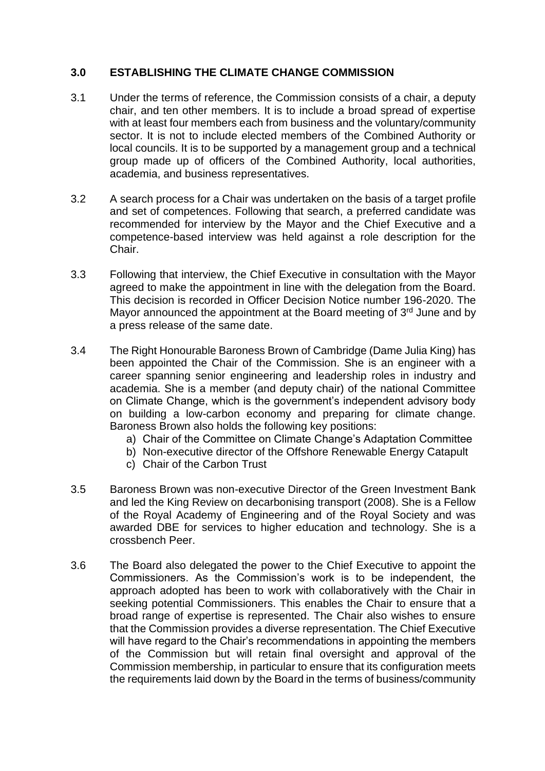## 3.0 ESTABLISHING THE CLIMATE CHANGE COMMISSION

3.1 Under the terms of reference, the Commission consists of a chair, a deputy chair, and ten other members. It is to include a broad spread of expertise with at least four members each from business and the voluntary/community sector. It is not to include elected members of the Combined Authority or local councils. It is to be supported by a management group and a technical group made up of officers of the Combined Authority, local authorities, academia, and business representatives.

3.2 A search process for a Chair was undertaken on the basis of a target profile and set of competences. Following that search, a preferred candidate was recommended for interview by the Mayor and the Chief Executive and a competence-based interview was held against a role description for the Chair.

3.3 Following that interview, the Chief Executive in consultation with the Mayor agreed to make the appointment in line with the delegation from the Board. This decision is recorded in Officer Decision Notice number 196-2020. The Mayor announced the appointment at the Board meeting of 3rd June and by a press release of the same date.

3.4 The Right Honourable Baroness Brown of Cambridge (Dame Julia King) has been appointed the Chair of the Commission. She is an engineer with a career spanning senior engineering and leadership roles in industry and academia. She is a member (and deputy chair) of the national Committee on Climate Change, which is the government's independent advisory body on building a low-carbon economy and preparing for climate change. Baroness Brown also holds the following key positions:

a) Chair of the Committee on Climate Change's Adaptation Committee
b) Non-executive director of the Offshore Renewable Energy Catapult
c) Chair of the Carbon Trust

3.5 Baroness Brown was non-executive Director of the Green Investment Bank and led the King Review on decarbonising transport (2008). She is a Fellow of the Royal Academy of Engineering and of the Royal Society and was awarded DBE for services to higher education and technology. She is a crossbench Peer.

3.6 The Board also delegated the power to the Chief Executive to appoint the Commissioners. As the Commission's work is to be independent, the approach adopted has been to work with collaboratively with the Chair in seeking potential Commissioners. This enables the Chair to ensure that a broad range of expertise is represented. The Chair also wishes to ensure that the Commission provides a diverse representation. The Chief Executive will have regard to the Chair's recommendations in appointing the members of the Commission but will retain final oversight and approval of the Commission membership, in particular to ensure that its configuration meets the requirements laid down by the Board in the terms of business/community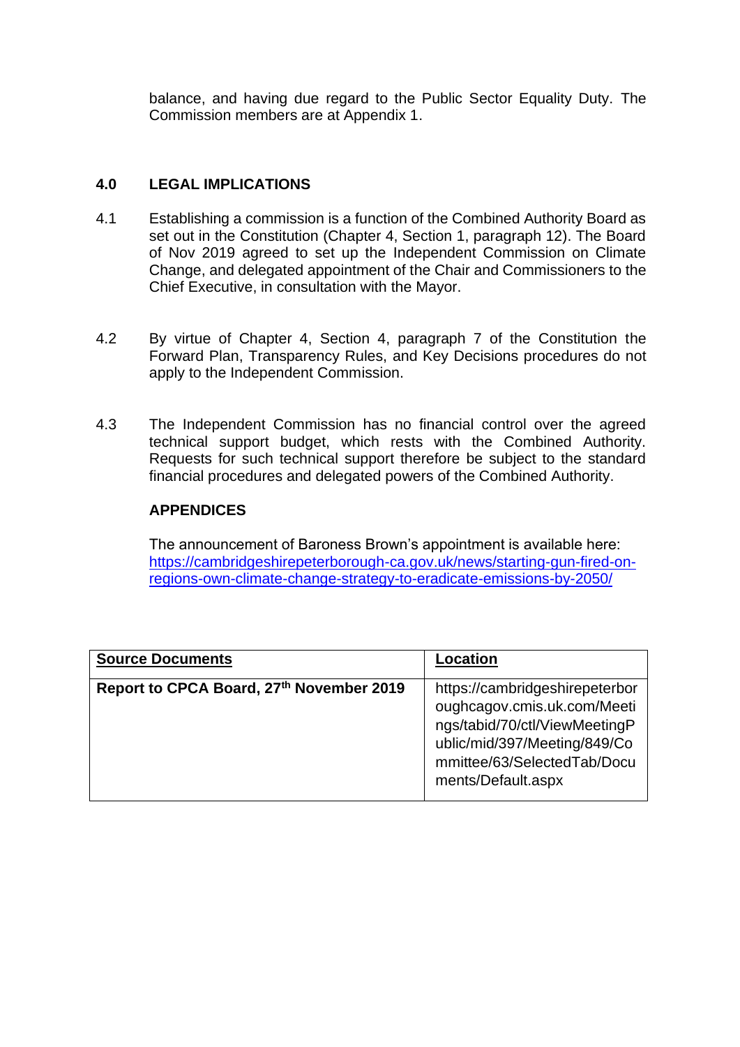balance, and having due regard to the Public Sector Equality Duty. The Commission members are at Appendix 1.

## 4.0 LEGAL IMPLICATIONS

4.1 Establishing a commission is a function of the Combined Authority Board as set out in the Constitution (Chapter 4, Section 1, paragraph 12). The Board of Nov 2019 agreed to set up the Independent Commission on Climate Change, and delegated appointment of the Chair and Commissioners to the Chief Executive, in consultation with the Mayor.

4.2 By virtue of Chapter 4, Section 4, paragraph 7 of the Constitution the Forward Plan, Transparency Rules, and Key Decisions procedures do not apply to the Independent Commission.

4.3 The Independent Commission has no financial control over the agreed technical support budget, which rests with the Combined Authority. Requests for such technical support therefore be subject to the standard financial procedures and delegated powers of the Combined Authority.

**APPENDICES**

The announcement of Baroness Brown's appointment is available here: [https://cambridgeshirepeterborough-ca.gov.uk/news/starting-gun-fired-on-regions-own-climate-change-strategy-to-eradicate-emissions-by-2050/](https://cambridgeshirepeterborough-ca.gov.uk/news/starting-gun-fired-on-regions-own-climate-change-strategy-to-eradicate-emissions-by-2050/)

| **Source Documents** | **Location** |
|---|---|
| **Report to CPCA Board, 27th November 2019** | https://cambridgeshirepeterboroughcagov.cmis.uk.com/Meetings/tabid/70/ctl/ViewMeetingPublic/mid/397/Meeting/849/Committee/63/SelectedTab/Documents/Default.aspx |